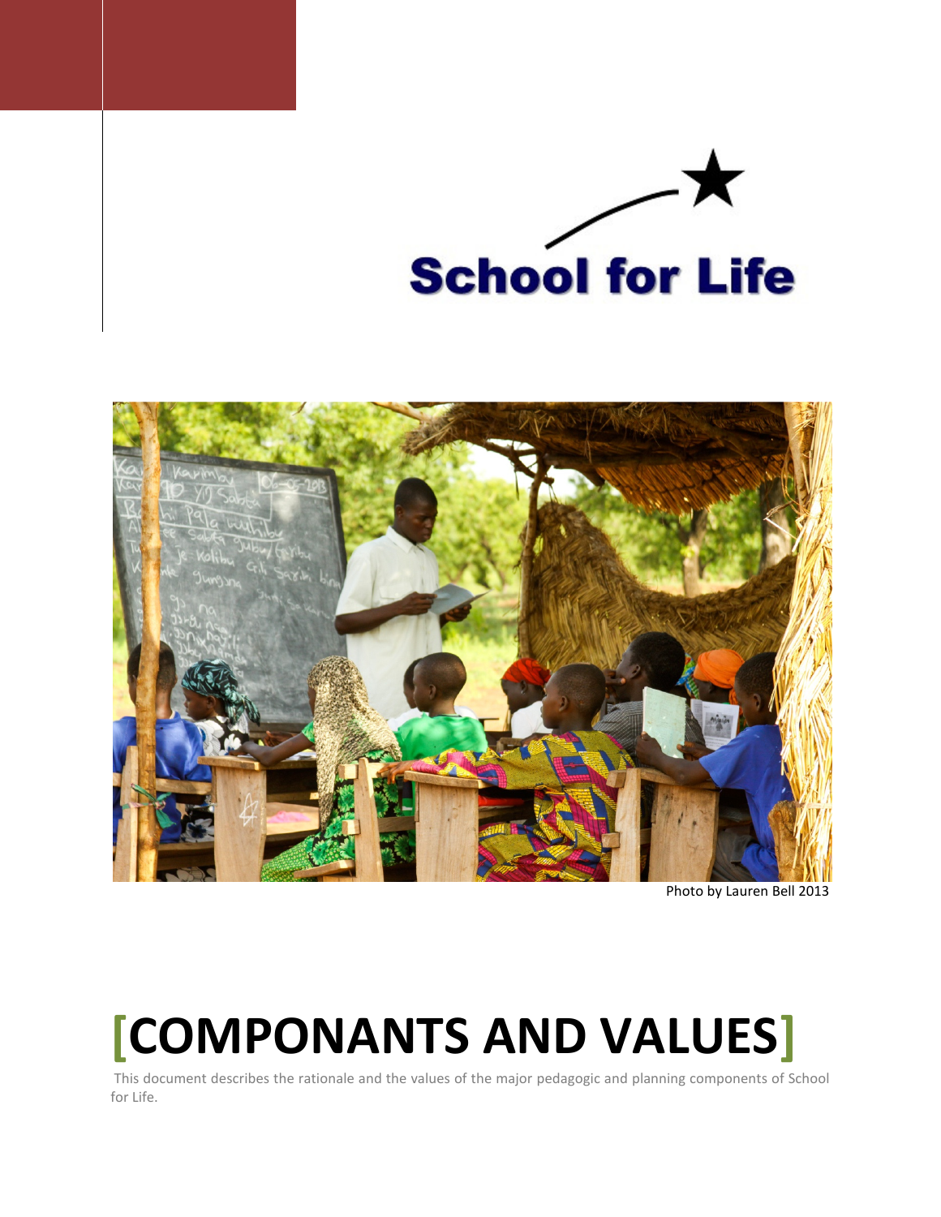School for Life

Photo by Lauren Bell 2013

# [COMPONANTS AND VALUES]

This document describes the rationale and the values of the major pedagogic and planning components of School for Life.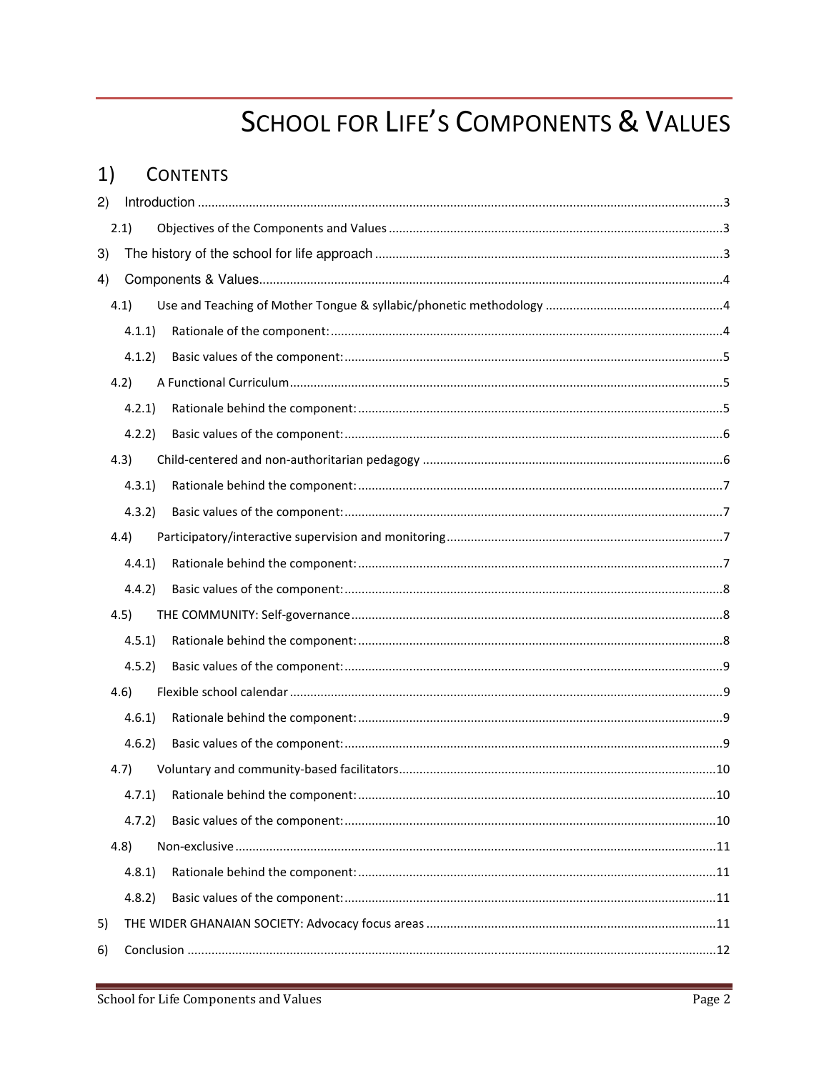# SCHOOL FOR LIFE'S COMPONENTS & VALUES

## 1) CONTENTS

2) Introduction ..... 3

- 2.1) Objectives of the Components and Values ..... 3

3) The history of the school for life approach ..... 3

4) Components & Values ..... 4

- 4.1) Use and Teaching of Mother Tongue & syllabic/phonetic methodology ..... 4
  - 4.1.1) Rationale of the component: ..... 4
  - 4.1.2) Basic values of the component: ..... 5
- 4.2) A Functional Curriculum ..... 5
  - 4.2.1) Rationale behind the component: ..... 5
  - 4.2.2) Basic values of the component: ..... 6
- 4.3) Child-centered and non-authoritarian pedagogy ..... 6
  - 4.3.1) Rationale behind the component: ..... 7
  - 4.3.2) Basic values of the component: ..... 7
- 4.4) Participatory/interactive supervision and monitoring ..... 7
  - 4.4.1) Rationale behind the component: ..... 7
  - 4.4.2) Basic values of the component: ..... 8
- 4.5) THE COMMUNITY: Self-governance ..... 8
  - 4.5.1) Rationale behind the component: ..... 8
  - 4.5.2) Basic values of the component: ..... 9
- 4.6) Flexible school calendar ..... 9
  - 4.6.1) Rationale behind the component: ..... 9
  - 4.6.2) Basic values of the component: ..... 9
- 4.7) Voluntary and community-based facilitators ..... 10
  - 4.7.1) Rationale behind the component: ..... 10
  - 4.7.2) Basic values of the component: ..... 10
- 4.8) Non-exclusive ..... 11
  - 4.8.1) Rationale behind the component: ..... 11
  - 4.8.2) Basic values of the component: ..... 11

5) THE WIDER GHANAIAN SOCIETY: Advocacy focus areas ..... 11

6) Conclusion ..... 12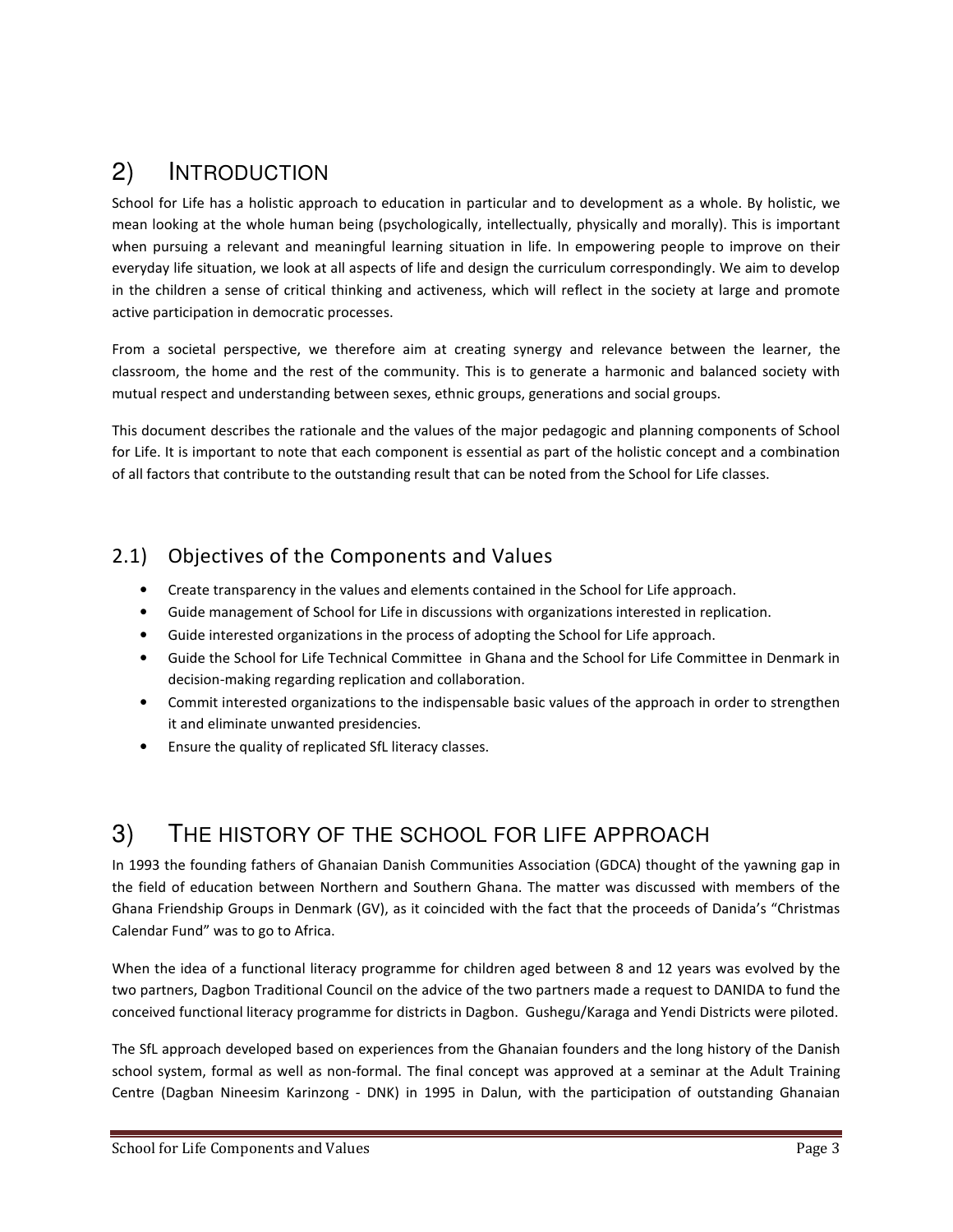## 2) INTRODUCTION

School for Life has a holistic approach to education in particular and to development as a whole. By holistic, we mean looking at the whole human being (psychologically, intellectually, physically and morally). This is important when pursuing a relevant and meaningful learning situation in life. In empowering people to improve on their everyday life situation, we look at all aspects of life and design the curriculum correspondingly. We aim to develop in the children a sense of critical thinking and activeness, which will reflect in the society at large and promote active participation in democratic processes.

From a societal perspective, we therefore aim at creating synergy and relevance between the learner, the classroom, the home and the rest of the community. This is to generate a harmonic and balanced society with mutual respect and understanding between sexes, ethnic groups, generations and social groups.

This document describes the rationale and the values of the major pedagogic and planning components of School for Life. It is important to note that each component is essential as part of the holistic concept and a combination of all factors that contribute to the outstanding result that can be noted from the School for Life classes.

### 2.1) Objectives of the Components and Values

- Create transparency in the values and elements contained in the School for Life approach.
- Guide management of School for Life in discussions with organizations interested in replication.
- Guide interested organizations in the process of adopting the School for Life approach.
- Guide the School for Life Technical Committee in Ghana and the School for Life Committee in Denmark in decision-making regarding replication and collaboration.
- Commit interested organizations to the indispensable basic values of the approach in order to strengthen it and eliminate unwanted presidencies.
- Ensure the quality of replicated SfL literacy classes.

## 3) THE HISTORY OF THE SCHOOL FOR LIFE APPROACH

In 1993 the founding fathers of Ghanaian Danish Communities Association (GDCA) thought of the yawning gap in the field of education between Northern and Southern Ghana. The matter was discussed with members of the Ghana Friendship Groups in Denmark (GV), as it coincided with the fact that the proceeds of Danida's "Christmas Calendar Fund" was to go to Africa.

When the idea of a functional literacy programme for children aged between 8 and 12 years was evolved by the two partners, Dagbon Traditional Council on the advice of the two partners made a request to DANIDA to fund the conceived functional literacy programme for districts in Dagbon. Gushegu/Karaga and Yendi Districts were piloted.

The SfL approach developed based on experiences from the Ghanaian founders and the long history of the Danish school system, formal as well as non-formal. The final concept was approved at a seminar at the Adult Training Centre (Dagban Nineesim Karinzong - DNK) in 1995 in Dalun, with the participation of outstanding Ghanaian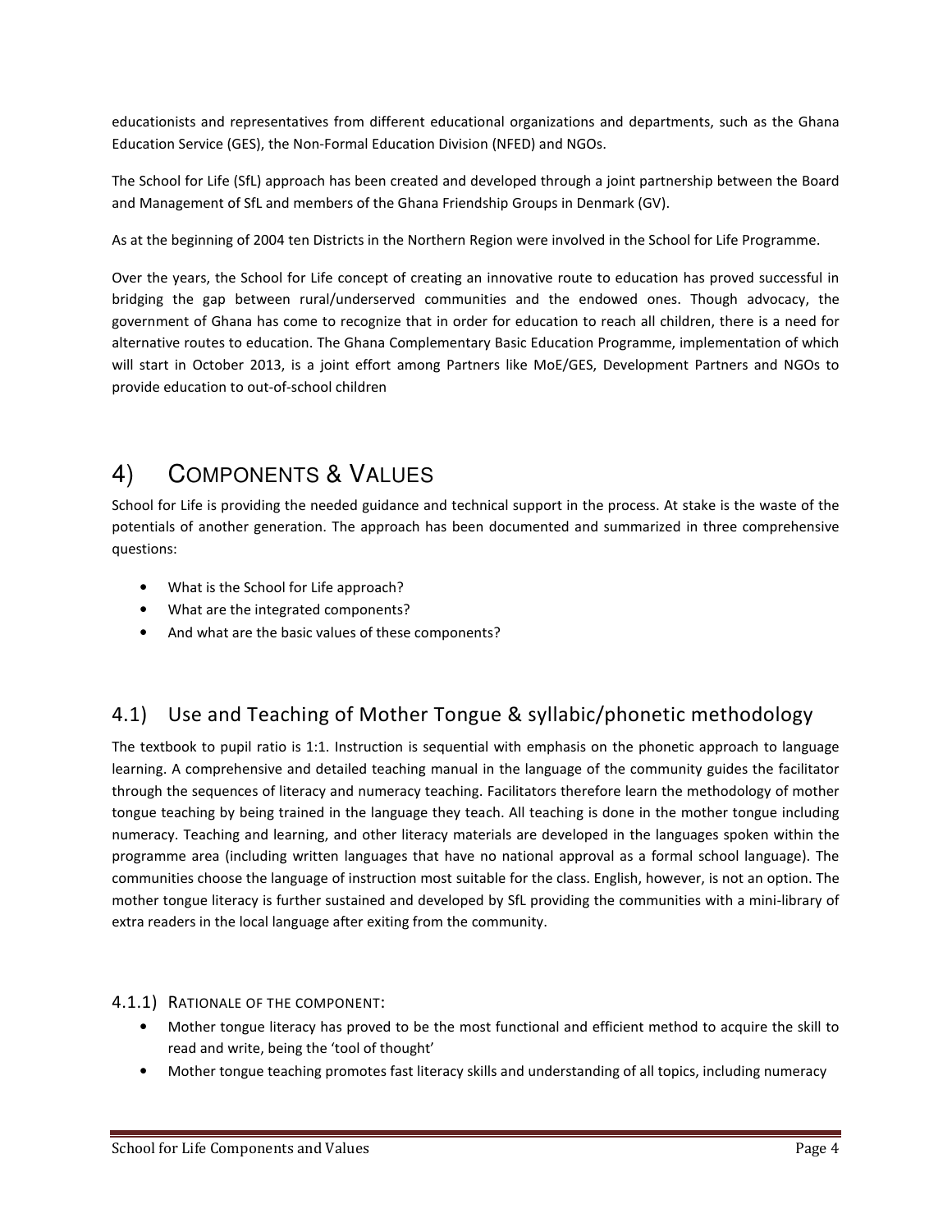educationists and representatives from different educational organizations and departments, such as the Ghana Education Service (GES), the Non-Formal Education Division (NFED) and NGOs.

The School for Life (SfL) approach has been created and developed through a joint partnership between the Board and Management of SfL and members of the Ghana Friendship Groups in Denmark (GV).

As at the beginning of 2004 ten Districts in the Northern Region were involved in the School for Life Programme.

Over the years, the School for Life concept of creating an innovative route to education has proved successful in bridging the gap between rural/underserved communities and the endowed ones. Though advocacy, the government of Ghana has come to recognize that in order for education to reach all children, there is a need for alternative routes to education. The Ghana Complementary Basic Education Programme, implementation of which will start in October 2013, is a joint effort among Partners like MoE/GES, Development Partners and NGOs to provide education to out-of-school children

# 4) Components & Values

School for Life is providing the needed guidance and technical support in the process. At stake is the waste of the potentials of another generation. The approach has been documented and summarized in three comprehensive questions:

- What is the School for Life approach?
- What are the integrated components?
- And what are the basic values of these components?

## 4.1) Use and Teaching of Mother Tongue & syllabic/phonetic methodology

The textbook to pupil ratio is 1:1. Instruction is sequential with emphasis on the phonetic approach to language learning. A comprehensive and detailed teaching manual in the language of the community guides the facilitator through the sequences of literacy and numeracy teaching. Facilitators therefore learn the methodology of mother tongue teaching by being trained in the language they teach. All teaching is done in the mother tongue including numeracy. Teaching and learning, and other literacy materials are developed in the languages spoken within the programme area (including written languages that have no national approval as a formal school language). The communities choose the language of instruction most suitable for the class. English, however, is not an option. The mother tongue literacy is further sustained and developed by SfL providing the communities with a mini-library of extra readers in the local language after exiting from the community.

### 4.1.1) Rationale of the component:

- Mother tongue literacy has proved to be the most functional and efficient method to acquire the skill to read and write, being the 'tool of thought'
- Mother tongue teaching promotes fast literacy skills and understanding of all topics, including numeracy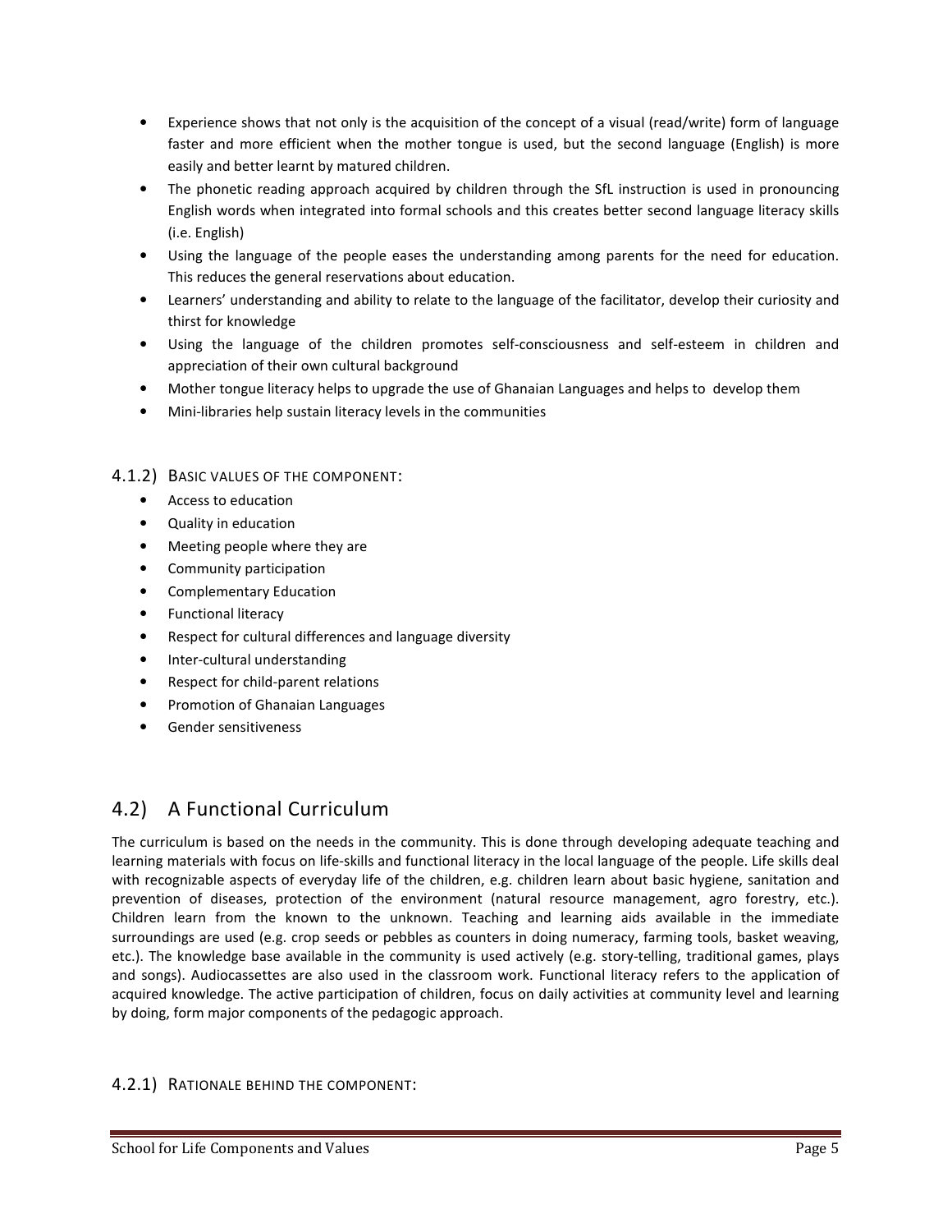- Experience shows that not only is the acquisition of the concept of a visual (read/write) form of language faster and more efficient when the mother tongue is used, but the second language (English) is more easily and better learnt by matured children.
- The phonetic reading approach acquired by children through the SfL instruction is used in pronouncing English words when integrated into formal schools and this creates better second language literacy skills (i.e. English)
- Using the language of the people eases the understanding among parents for the need for education. This reduces the general reservations about education.
- Learners' understanding and ability to relate to the language of the facilitator, develop their curiosity and thirst for knowledge
- Using the language of the children promotes self-consciousness and self-esteem in children and appreciation of their own cultural background
- Mother tongue literacy helps to upgrade the use of Ghanaian Languages and helps to develop them
- Mini-libraries help sustain literacy levels in the communities

#### 4.1.2) Basic values of the component:

- Access to education
- Quality in education
- Meeting people where they are
- Community participation
- Complementary Education
- Functional literacy
- Respect for cultural differences and language diversity
- Inter-cultural understanding
- Respect for child-parent relations
- Promotion of Ghanaian Languages
- Gender sensitiveness

## 4.2) A Functional Curriculum

The curriculum is based on the needs in the community. This is done through developing adequate teaching and learning materials with focus on life-skills and functional literacy in the local language of the people. Life skills deal with recognizable aspects of everyday life of the children, e.g. children learn about basic hygiene, sanitation and prevention of diseases, protection of the environment (natural resource management, agro forestry, etc.). Children learn from the known to the unknown. Teaching and learning aids available in the immediate surroundings are used (e.g. crop seeds or pebbles as counters in doing numeracy, farming tools, basket weaving, etc.). The knowledge base available in the community is used actively (e.g. story-telling, traditional games, plays and songs). Audiocassettes are also used in the classroom work. Functional literacy refers to the application of acquired knowledge. The active participation of children, focus on daily activities at community level and learning by doing, form major components of the pedagogic approach.

#### 4.2.1) Rationale behind the component: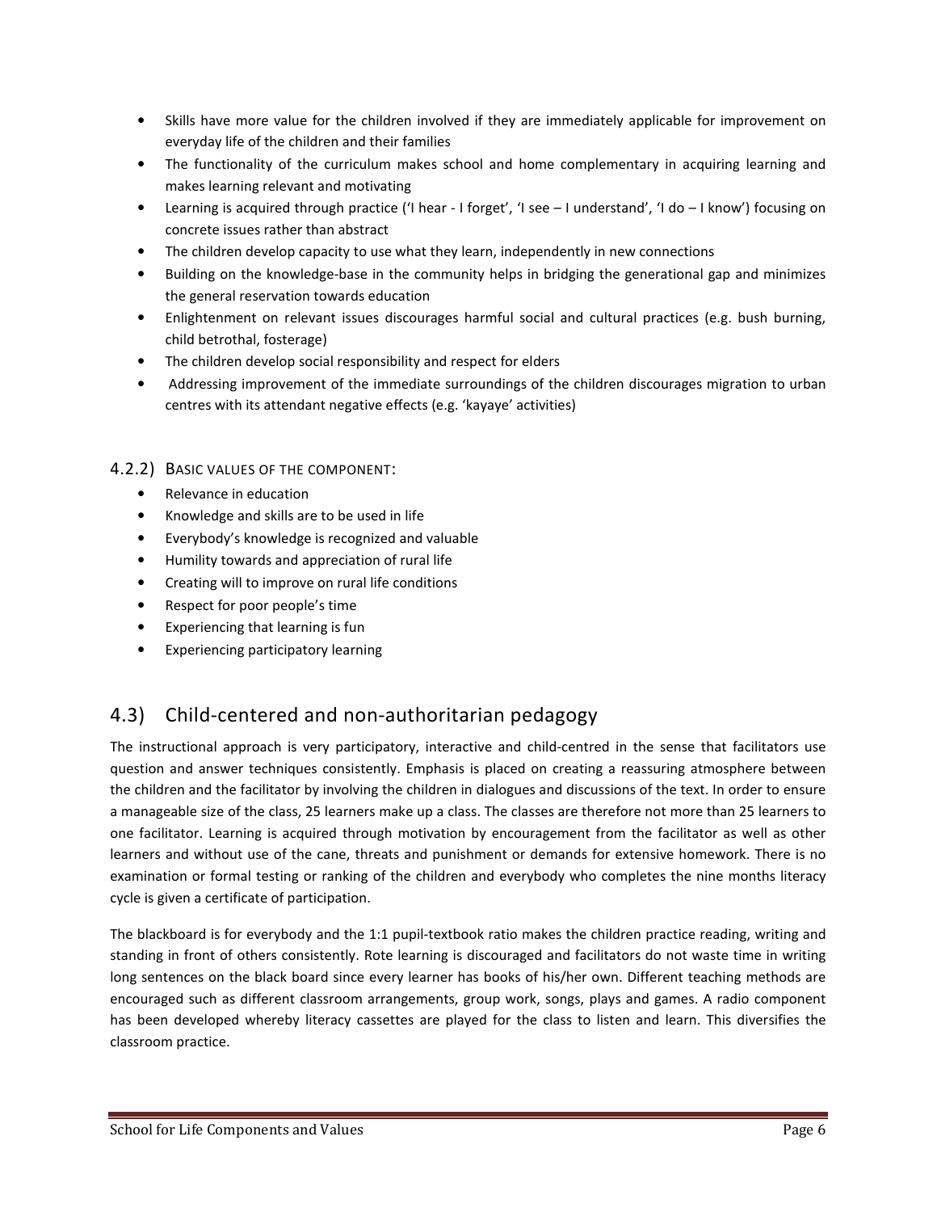- Skills have more value for the children involved if they are immediately applicable for improvement on everyday life of the children and their families
- The functionality of the curriculum makes school and home complementary in acquiring learning and makes learning relevant and motivating
- Learning is acquired through practice ('I hear - I forget', 'I see – I understand', 'I do – I know') focusing on concrete issues rather than abstract
- The children develop capacity to use what they learn, independently in new connections
- Building on the knowledge-base in the community helps in bridging the generational gap and minimizes the general reservation towards education
- Enlightenment on relevant issues discourages harmful social and cultural practices (e.g. bush burning, child betrothal, fosterage)
- The children develop social responsibility and respect for elders
- Addressing improvement of the immediate surroundings of the children discourages migration to urban centres with its attendant negative effects (e.g. 'kayaye' activities)

### 4.2.2) Basic values of the component:

- Relevance in education
- Knowledge and skills are to be used in life
- Everybody's knowledge is recognized and valuable
- Humility towards and appreciation of rural life
- Creating will to improve on rural life conditions
- Respect for poor people's time
- Experiencing that learning is fun
- Experiencing participatory learning

## 4.3) Child-centered and non-authoritarian pedagogy

The instructional approach is very participatory, interactive and child-centred in the sense that facilitators use question and answer techniques consistently. Emphasis is placed on creating a reassuring atmosphere between the children and the facilitator by involving the children in dialogues and discussions of the text. In order to ensure a manageable size of the class, 25 learners make up a class. The classes are therefore not more than 25 learners to one facilitator. Learning is acquired through motivation by encouragement from the facilitator as well as other learners and without use of the cane, threats and punishment or demands for extensive homework. There is no examination or formal testing or ranking of the children and everybody who completes the nine months literacy cycle is given a certificate of participation.

The blackboard is for everybody and the 1:1 pupil-textbook ratio makes the children practice reading, writing and standing in front of others consistently. Rote learning is discouraged and facilitators do not waste time in writing long sentences on the black board since every learner has books of his/her own. Different teaching methods are encouraged such as different classroom arrangements, group work, songs, plays and games. A radio component has been developed whereby literacy cassettes are played for the class to listen and learn. This diversifies the classroom practice.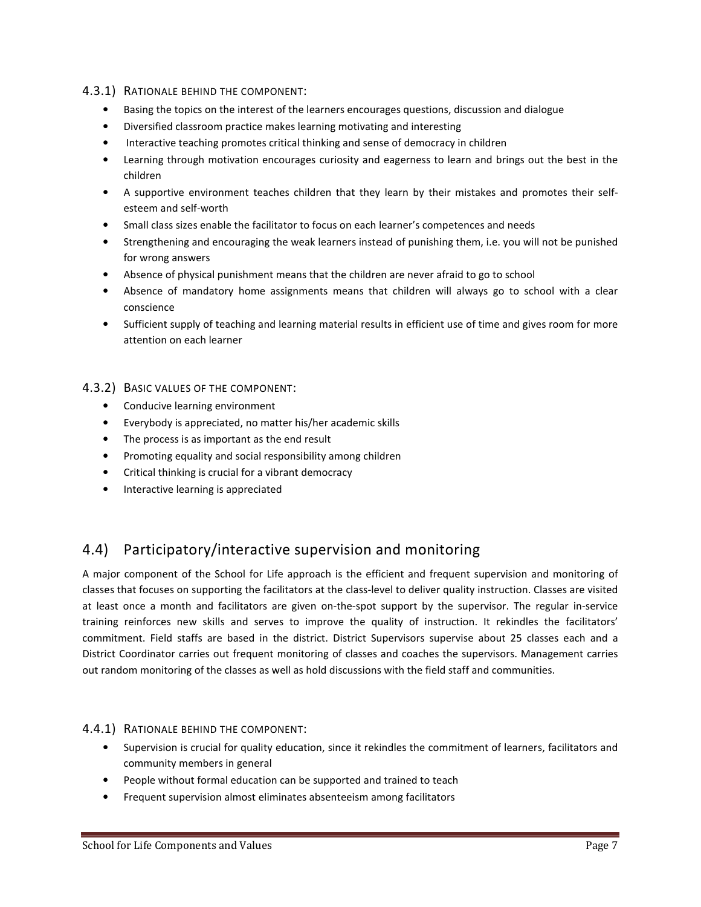#### 4.3.1) Rationale behind the component:

- Basing the topics on the interest of the learners encourages questions, discussion and dialogue
- Diversified classroom practice makes learning motivating and interesting
- Interactive teaching promotes critical thinking and sense of democracy in children
- Learning through motivation encourages curiosity and eagerness to learn and brings out the best in the children
- A supportive environment teaches children that they learn by their mistakes and promotes their self-esteem and self-worth
- Small class sizes enable the facilitator to focus on each learner's competences and needs
- Strengthening and encouraging the weak learners instead of punishing them, i.e. you will not be punished for wrong answers
- Absence of physical punishment means that the children are never afraid to go to school
- Absence of mandatory home assignments means that children will always go to school with a clear conscience
- Sufficient supply of teaching and learning material results in efficient use of time and gives room for more attention on each learner

#### 4.3.2) Basic values of the component:

- Conducive learning environment
- Everybody is appreciated, no matter his/her academic skills
- The process is as important as the end result
- Promoting equality and social responsibility among children
- Critical thinking is crucial for a vibrant democracy
- Interactive learning is appreciated

## 4.4) Participatory/interactive supervision and monitoring

A major component of the School for Life approach is the efficient and frequent supervision and monitoring of classes that focuses on supporting the facilitators at the class-level to deliver quality instruction. Classes are visited at least once a month and facilitators are given on-the-spot support by the supervisor. The regular in-service training reinforces new skills and serves to improve the quality of instruction. It rekindles the facilitators' commitment. Field staffs are based in the district. District Supervisors supervise about 25 classes each and a District Coordinator carries out frequent monitoring of classes and coaches the supervisors. Management carries out random monitoring of the classes as well as hold discussions with the field staff and communities.

#### 4.4.1) Rationale behind the component:

- Supervision is crucial for quality education, since it rekindles the commitment of learners, facilitators and community members in general
- People without formal education can be supported and trained to teach
- Frequent supervision almost eliminates absenteeism among facilitators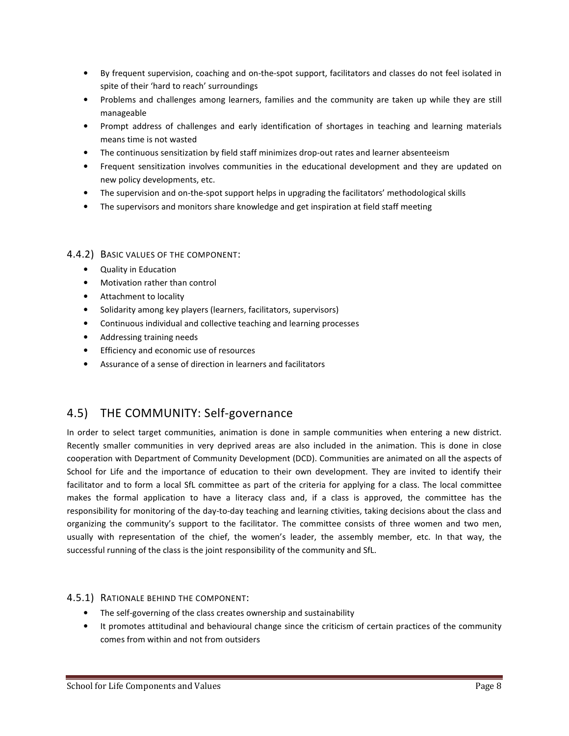- By frequent supervision, coaching and on-the-spot support, facilitators and classes do not feel isolated in spite of their 'hard to reach' surroundings
- Problems and challenges among learners, families and the community are taken up while they are still manageable
- Prompt address of challenges and early identification of shortages in teaching and learning materials means time is not wasted
- The continuous sensitization by field staff minimizes drop-out rates and learner absenteeism
- Frequent sensitization involves communities in the educational development and they are updated on new policy developments, etc.
- The supervision and on-the-spot support helps in upgrading the facilitators' methodological skills
- The supervisors and monitors share knowledge and get inspiration at field staff meeting

### 4.4.2) Basic values of the component:

- Quality in Education
- Motivation rather than control
- Attachment to locality
- Solidarity among key players (learners, facilitators, supervisors)
- Continuous individual and collective teaching and learning processes
- Addressing training needs
- Efficiency and economic use of resources
- Assurance of a sense of direction in learners and facilitators

## 4.5) THE COMMUNITY: Self-governance

In order to select target communities, animation is done in sample communities when entering a new district. Recently smaller communities in very deprived areas are also included in the animation. This is done in close cooperation with Department of Community Development (DCD). Communities are animated on all the aspects of School for Life and the importance of education to their own development. They are invited to identify their facilitator and to form a local SfL committee as part of the criteria for applying for a class. The local committee makes the formal application to have a literacy class and, if a class is approved, the committee has the responsibility for monitoring of the day-to-day teaching and learning ctivities, taking decisions about the class and organizing the community's support to the facilitator. The committee consists of three women and two men, usually with representation of the chief, the women's leader, the assembly member, etc. In that way, the successful running of the class is the joint responsibility of the community and SfL.

### 4.5.1) Rationale behind the component:

- The self-governing of the class creates ownership and sustainability
- It promotes attitudinal and behavioural change since the criticism of certain practices of the community comes from within and not from outsiders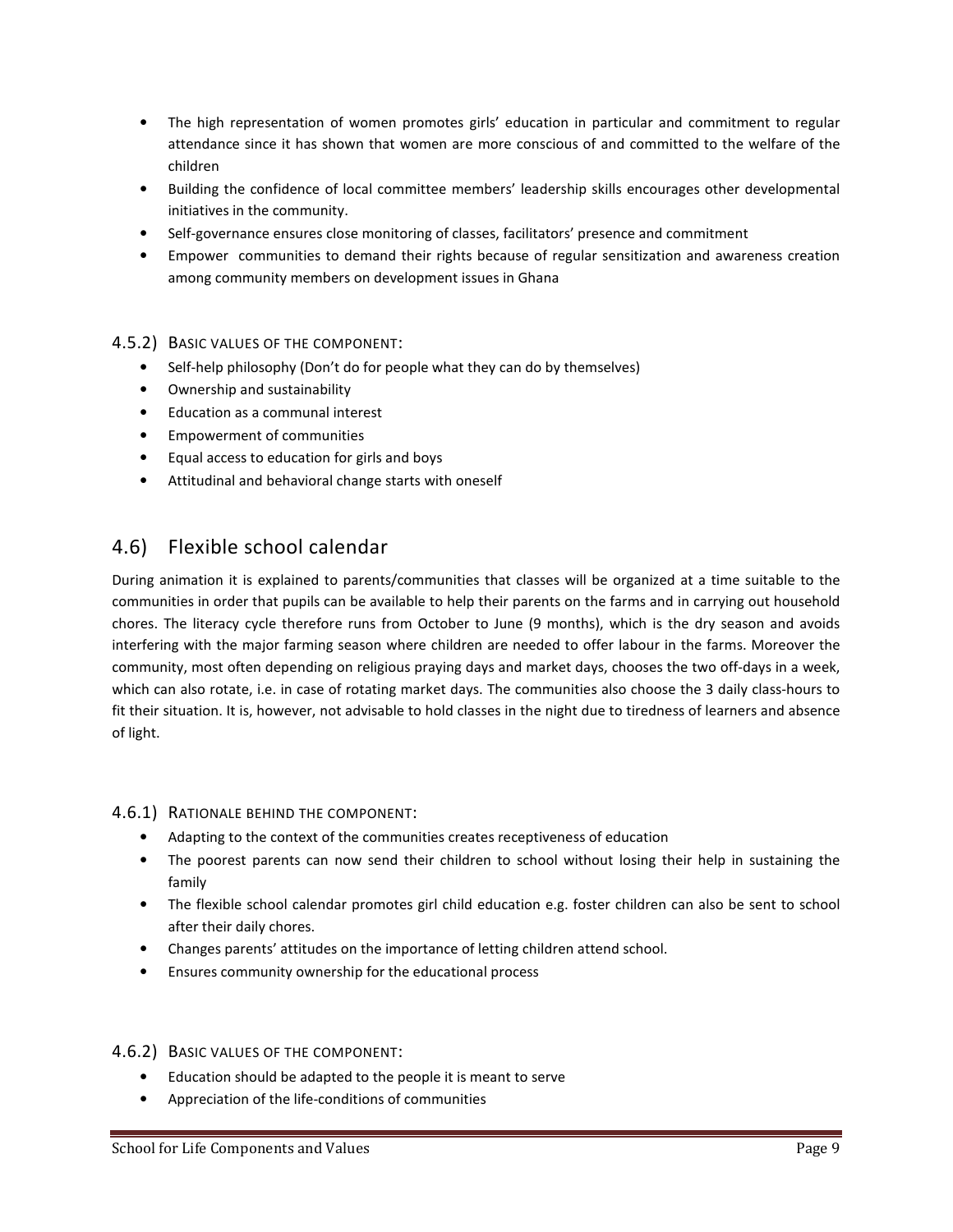- The high representation of women promotes girls' education in particular and commitment to regular attendance since it has shown that women are more conscious of and committed to the welfare of the children
- Building the confidence of local committee members' leadership skills encourages other developmental initiatives in the community.
- Self-governance ensures close monitoring of classes, facilitators' presence and commitment
- Empower communities to demand their rights because of regular sensitization and awareness creation among community members on development issues in Ghana

#### 4.5.2) Basic values of the component:

- Self-help philosophy (Don't do for people what they can do by themselves)
- Ownership and sustainability
- Education as a communal interest
- Empowerment of communities
- Equal access to education for girls and boys
- Attitudinal and behavioral change starts with oneself

## 4.6) Flexible school calendar

During animation it is explained to parents/communities that classes will be organized at a time suitable to the communities in order that pupils can be available to help their parents on the farms and in carrying out household chores. The literacy cycle therefore runs from October to June (9 months), which is the dry season and avoids interfering with the major farming season where children are needed to offer labour in the farms. Moreover the community, most often depending on religious praying days and market days, chooses the two off-days in a week, which can also rotate, i.e. in case of rotating market days. The communities also choose the 3 daily class-hours to fit their situation. It is, however, not advisable to hold classes in the night due to tiredness of learners and absence of light.

#### 4.6.1) Rationale behind the component:

- Adapting to the context of the communities creates receptiveness of education
- The poorest parents can now send their children to school without losing their help in sustaining the family
- The flexible school calendar promotes girl child education e.g. foster children can also be sent to school after their daily chores.
- Changes parents' attitudes on the importance of letting children attend school.
- Ensures community ownership for the educational process

#### 4.6.2) Basic values of the component:

- Education should be adapted to the people it is meant to serve
- Appreciation of the life-conditions of communities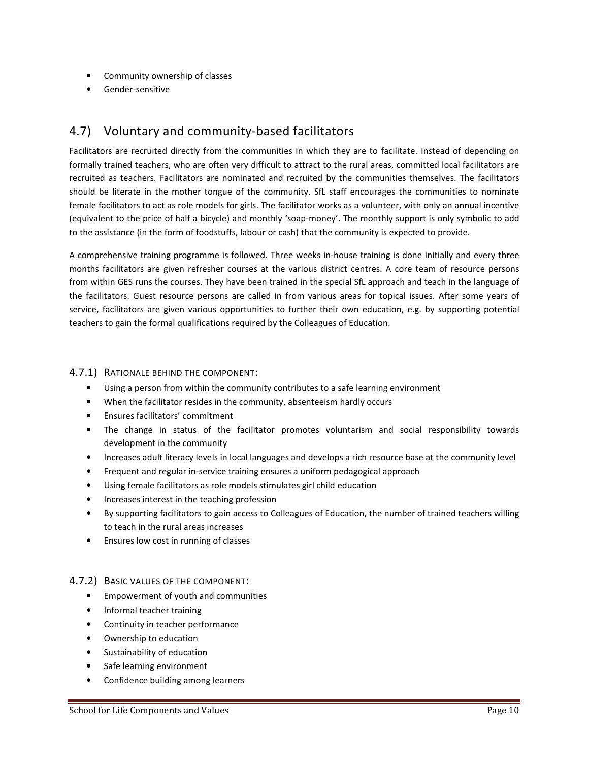- Community ownership of classes
- Gender-sensitive

## 4.7) Voluntary and community-based facilitators

Facilitators are recruited directly from the communities in which they are to facilitate. Instead of depending on formally trained teachers, who are often very difficult to attract to the rural areas, committed local facilitators are recruited as teachers. Facilitators are nominated and recruited by the communities themselves. The facilitators should be literate in the mother tongue of the community. SfL staff encourages the communities to nominate female facilitators to act as role models for girls. The facilitator works as a volunteer, with only an annual incentive (equivalent to the price of half a bicycle) and monthly 'soap-money'. The monthly support is only symbolic to add to the assistance (in the form of foodstuffs, labour or cash) that the community is expected to provide.

A comprehensive training programme is followed. Three weeks in-house training is done initially and every three months facilitators are given refresher courses at the various district centres. A core team of resource persons from within GES runs the courses. They have been trained in the special SfL approach and teach in the language of the facilitators. Guest resource persons are called in from various areas for topical issues. After some years of service, facilitators are given various opportunities to further their own education, e.g. by supporting potential teachers to gain the formal qualifications required by the Colleagues of Education.

### 4.7.1) Rationale behind the component:

- Using a person from within the community contributes to a safe learning environment
- When the facilitator resides in the community, absenteeism hardly occurs
- Ensures facilitators' commitment
- The change in status of the facilitator promotes voluntarism and social responsibility towards development in the community
- Increases adult literacy levels in local languages and develops a rich resource base at the community level
- Frequent and regular in-service training ensures a uniform pedagogical approach
- Using female facilitators as role models stimulates girl child education
- Increases interest in the teaching profession
- By supporting facilitators to gain access to Colleagues of Education, the number of trained teachers willing to teach in the rural areas increases
- Ensures low cost in running of classes

### 4.7.2) Basic values of the component:

- Empowerment of youth and communities
- Informal teacher training
- Continuity in teacher performance
- Ownership to education
- Sustainability of education
- Safe learning environment
- Confidence building among learners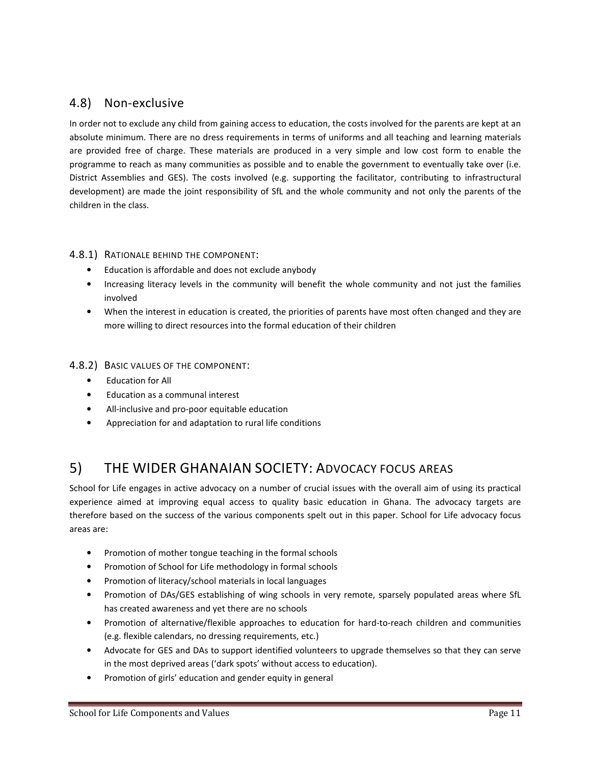## 4.8) Non-exclusive

In order not to exclude any child from gaining access to education, the costs involved for the parents are kept at an absolute minimum. There are no dress requirements in terms of uniforms and all teaching and learning materials are provided free of charge. These materials are produced in a very simple and low cost form to enable the programme to reach as many communities as possible and to enable the government to eventually take over (i.e. District Assemblies and GES). The costs involved (e.g. supporting the facilitator, contributing to infrastructural development) are made the joint responsibility of SfL and the whole community and not only the parents of the children in the class.

### 4.8.1) Rationale behind the component:

- Education is affordable and does not exclude anybody
- Increasing literacy levels in the community will benefit the whole community and not just the families involved
- When the interest in education is created, the priorities of parents have most often changed and they are more willing to direct resources into the formal education of their children

### 4.8.2) Basic values of the component:

- Education for All
- Education as a communal interest
- All-inclusive and pro-poor equitable education
- Appreciation for and adaptation to rural life conditions

# 5) THE WIDER GHANAIAN SOCIETY: Advocacy focus areas

School for Life engages in active advocacy on a number of crucial issues with the overall aim of using its practical experience aimed at improving equal access to quality basic education in Ghana. The advocacy targets are therefore based on the success of the various components spelt out in this paper. School for Life advocacy focus areas are:

- Promotion of mother tongue teaching in the formal schools
- Promotion of School for Life methodology in formal schools
- Promotion of literacy/school materials in local languages
- Promotion of DAs/GES establishing of wing schools in very remote, sparsely populated areas where SfL has created awareness and yet there are no schools
- Promotion of alternative/flexible approaches to education for hard-to-reach children and communities (e.g. flexible calendars, no dressing requirements, etc.)
- Advocate for GES and DAs to support identified volunteers to upgrade themselves so that they can serve in the most deprived areas ('dark spots' without access to education).
- Promotion of girls' education and gender equity in general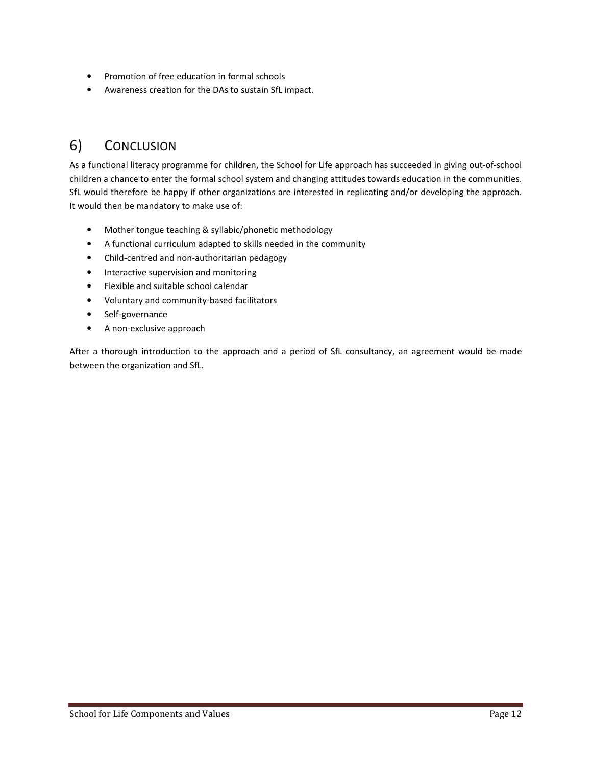- Promotion of free education in formal schools
- Awareness creation for the DAs to sustain SfL impact.

## 6) Conclusion

As a functional literacy programme for children, the School for Life approach has succeeded in giving out-of-school children a chance to enter the formal school system and changing attitudes towards education in the communities. SfL would therefore be happy if other organizations are interested in replicating and/or developing the approach. It would then be mandatory to make use of:

- Mother tongue teaching & syllabic/phonetic methodology
- A functional curriculum adapted to skills needed in the community
- Child-centred and non-authoritarian pedagogy
- Interactive supervision and monitoring
- Flexible and suitable school calendar
- Voluntary and community-based facilitators
- Self-governance
- A non-exclusive approach

After a thorough introduction to the approach and a period of SfL consultancy, an agreement would be made between the organization and SfL.